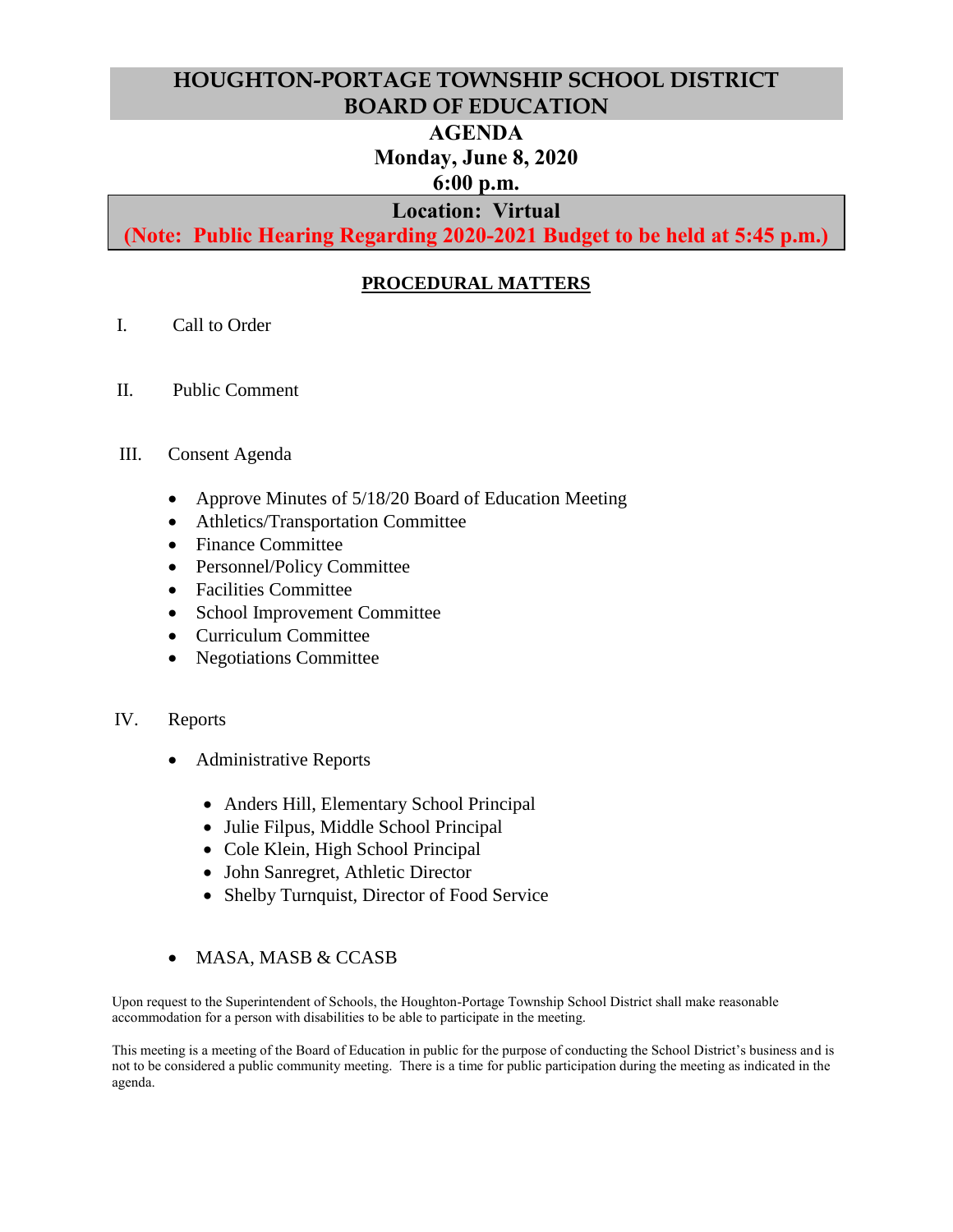# HOUGHTON-PORTAGE TOWNSHIP SCHOOL DISTRICT BOARD OF EDUCATION

## AGENDA

**Monday, June 8, 2020**

**6:00 p.m.**

**Location: Virtual**

**(Note: Public Hearing Regarding 2020-2021 Budget to be held at 5:45 p.m.)**

### PROCEDURAL MATTERS

I. Call to Order

II. Public Comment

III. Consent Agenda

- Approve Minutes of 5/18/20 Board of Education Meeting
- Athletics/Transportation Committee
- Finance Committee
- Personnel/Policy Committee
- Facilities Committee
- School Improvement Committee
- Curriculum Committee
- Negotiations Committee

IV. Reports

- Administrative Reports
  - Anders Hill, Elementary School Principal
  - Julie Filpus, Middle School Principal
  - Cole Klein, High School Principal
  - John Sanregret, Athletic Director
  - Shelby Turnquist, Director of Food Service
- MASA, MASB & CCASB

Upon request to the Superintendent of Schools, the Houghton-Portage Township School District shall make reasonable accommodation for a person with disabilities to be able to participate in the meeting.

This meeting is a meeting of the Board of Education in public for the purpose of conducting the School District's business and is not to be considered a public community meeting. There is a time for public participation during the meeting as indicated in the agenda.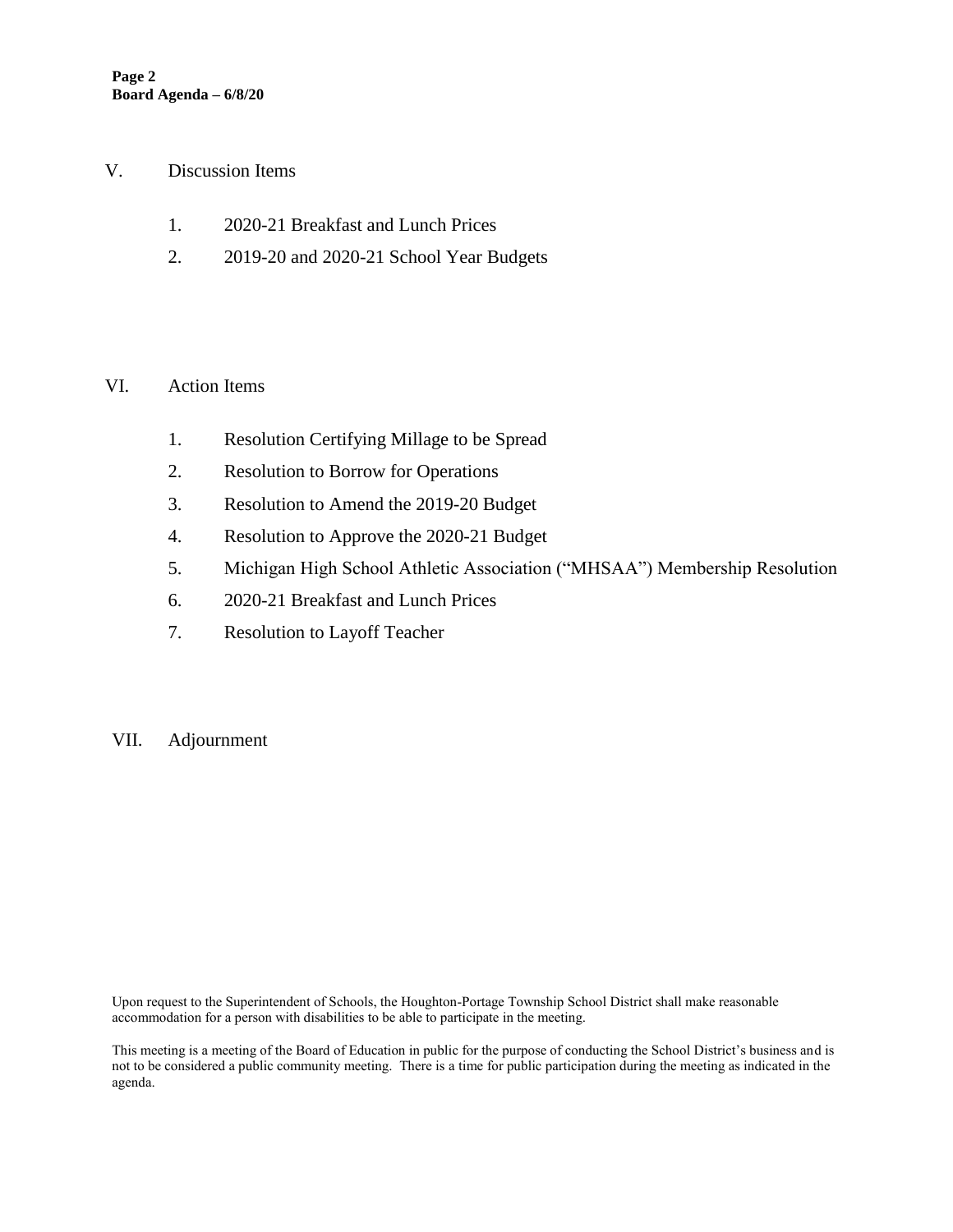V. Discussion Items

1. 2020-21 Breakfast and Lunch Prices
2. 2019-20 and 2020-21 School Year Budgets

VI. Action Items

1. Resolution Certifying Millage to be Spread
2. Resolution to Borrow for Operations
3. Resolution to Amend the 2019-20 Budget
4. Resolution to Approve the 2020-21 Budget
5. Michigan High School Athletic Association ("MHSAA") Membership Resolution
6. 2020-21 Breakfast and Lunch Prices
7. Resolution to Layoff Teacher

VII. Adjournment

Upon request to the Superintendent of Schools, the Houghton-Portage Township School District shall make reasonable accommodation for a person with disabilities to be able to participate in the meeting.

This meeting is a meeting of the Board of Education in public for the purpose of conducting the School District's business and is not to be considered a public community meeting. There is a time for public participation during the meeting as indicated in the agenda.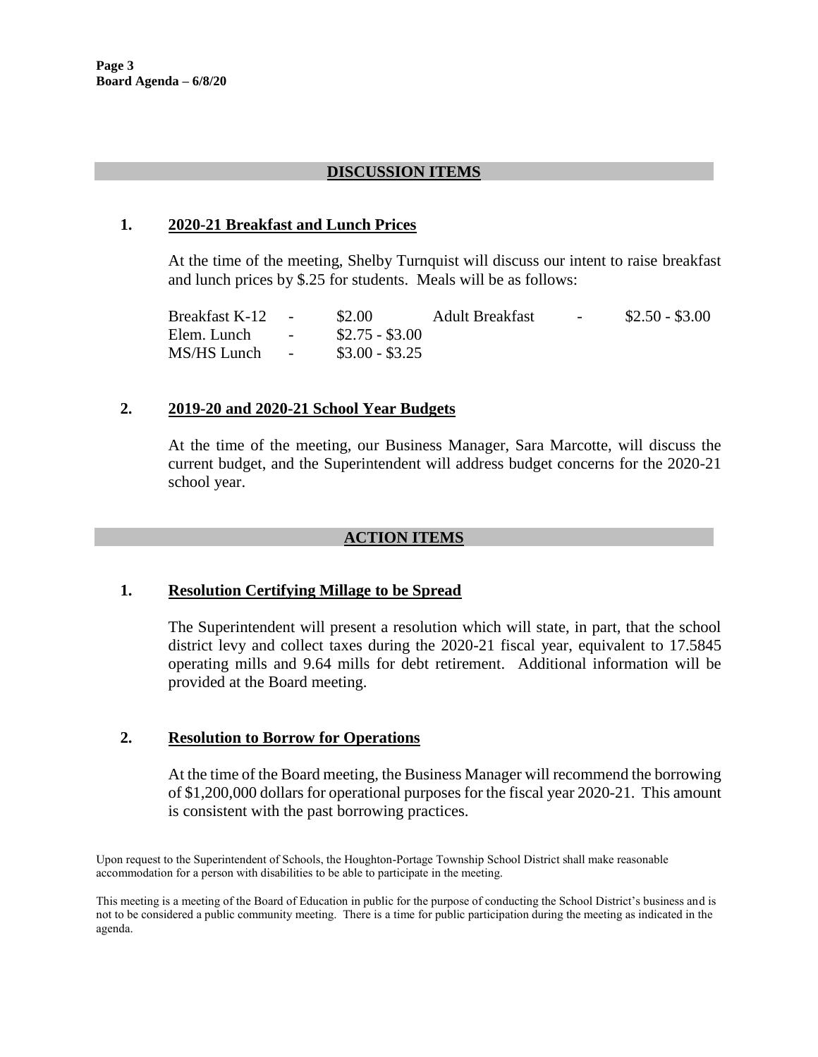## DISCUSSION ITEMS

### 1. 2020-21 Breakfast and Lunch Prices

At the time of the meeting, Shelby Turnquist will discuss our intent to raise breakfast and lunch prices by $.25 for students. Meals will be as follows:

| | | | | | |
|---|---|---|---|---|---|
| Breakfast K-12 | - | $2.00 | Adult Breakfast | - | $2.50 - $3.00 |
| Elem. Lunch | - | $2.75 - $3.00 | | | |
| MS/HS Lunch | - | $3.00 - $3.25 | | | |

### 2. 2019-20 and 2020-21 School Year Budgets

At the time of the meeting, our Business Manager, Sara Marcotte, will discuss the current budget, and the Superintendent will address budget concerns for the 2020-21 school year.

## ACTION ITEMS

### 1. Resolution Certifying Millage to be Spread

The Superintendent will present a resolution which will state, in part, that the school district levy and collect taxes during the 2020-21 fiscal year, equivalent to 17.5845 operating mills and 9.64 mills for debt retirement. Additional information will be provided at the Board meeting.

### 2. Resolution to Borrow for Operations

At the time of the Board meeting, the Business Manager will recommend the borrowing of $1,200,000 dollars for operational purposes for the fiscal year 2020-21. This amount is consistent with the past borrowing practices.

Upon request to the Superintendent of Schools, the Houghton-Portage Township School District shall make reasonable accommodation for a person with disabilities to be able to participate in the meeting.

This meeting is a meeting of the Board of Education in public for the purpose of conducting the School District's business and is not to be considered a public community meeting. There is a time for public participation during the meeting as indicated in the agenda.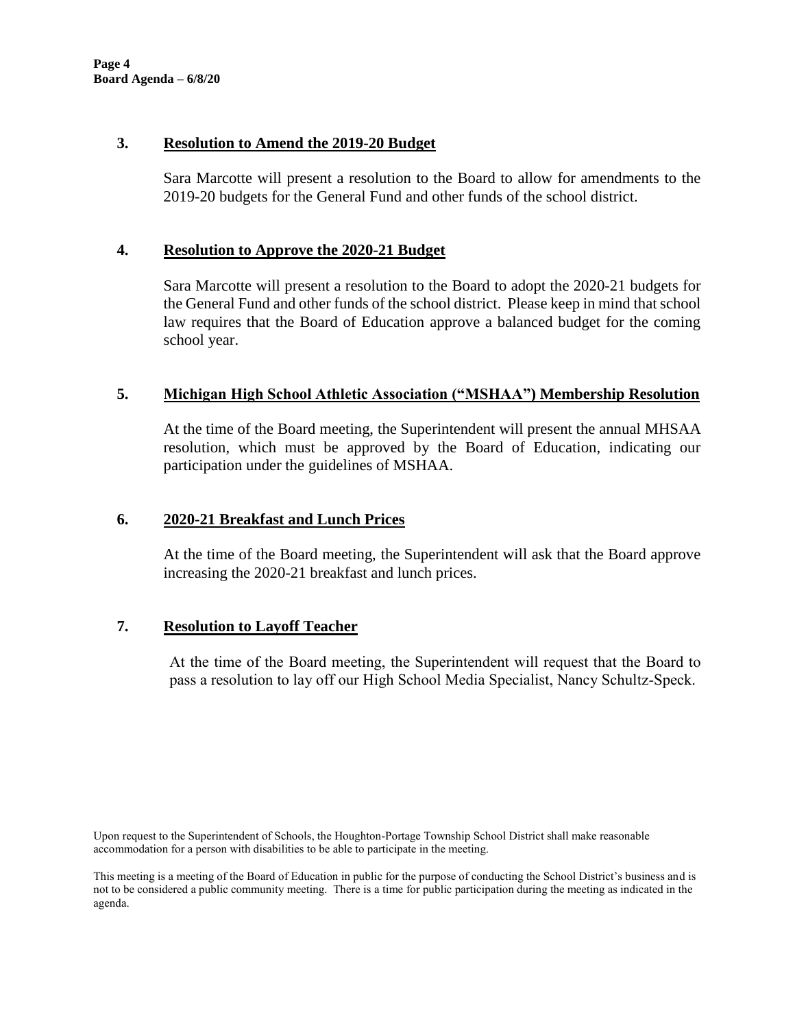### 3. Resolution to Amend the 2019-20 Budget

Sara Marcotte will present a resolution to the Board to allow for amendments to the 2019-20 budgets for the General Fund and other funds of the school district.

### 4. Resolution to Approve the 2020-21 Budget

Sara Marcotte will present a resolution to the Board to adopt the 2020-21 budgets for the General Fund and other funds of the school district. Please keep in mind that school law requires that the Board of Education approve a balanced budget for the coming school year.

### 5. Michigan High School Athletic Association ("MSHAA") Membership Resolution

At the time of the Board meeting, the Superintendent will present the annual MHSAA resolution, which must be approved by the Board of Education, indicating our participation under the guidelines of MSHAA.

### 6. 2020-21 Breakfast and Lunch Prices

At the time of the Board meeting, the Superintendent will ask that the Board approve increasing the 2020-21 breakfast and lunch prices.

### 7. Resolution to Layoff Teacher

At the time of the Board meeting, the Superintendent will request that the Board to pass a resolution to lay off our High School Media Specialist, Nancy Schultz-Speck.

Upon request to the Superintendent of Schools, the Houghton-Portage Township School District shall make reasonable accommodation for a person with disabilities to be able to participate in the meeting.

This meeting is a meeting of the Board of Education in public for the purpose of conducting the School District's business and is not to be considered a public community meeting. There is a time for public participation during the meeting as indicated in the agenda.